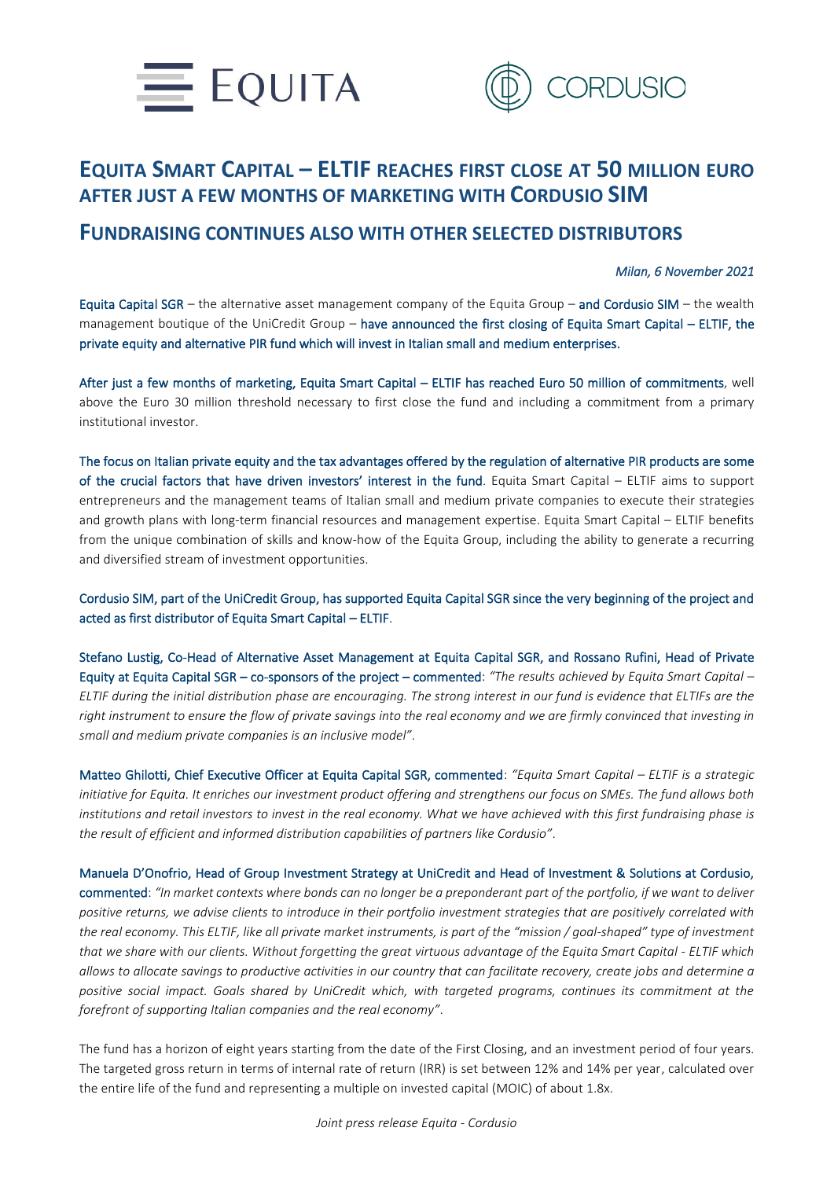# EQUITA SMART CAPITAL – ELTIF REACHES FIRST CLOSE AT 50 MILLION EURO AFTER JUST A FEW MONTHS OF MARKETING WITH CORDUSIO SIM

## FUNDRAISING CONTINUES ALSO WITH OTHER SELECTED DISTRIBUTORS

*Milan, 6 November 2021*

Equita Capital SGR – the alternative asset management company of the Equita Group – and Cordusio SIM – the wealth management boutique of the UniCredit Group – have announced the first closing of Equita Smart Capital – ELTIF, the private equity and alternative PIR fund which will invest in Italian small and medium enterprises.

After just a few months of marketing, Equita Smart Capital – ELTIF has reached Euro 50 million of commitments, well above the Euro 30 million threshold necessary to first close the fund and including a commitment from a primary institutional investor.

The focus on Italian private equity and the tax advantages offered by the regulation of alternative PIR products are some of the crucial factors that have driven investors' interest in the fund. Equita Smart Capital – ELTIF aims to support entrepreneurs and the management teams of Italian small and medium private companies to execute their strategies and growth plans with long-term financial resources and management expertise. Equita Smart Capital – ELTIF benefits from the unique combination of skills and know-how of the Equita Group, including the ability to generate a recurring and diversified stream of investment opportunities.

Cordusio SIM, part of the UniCredit Group, has supported Equita Capital SGR since the very beginning of the project and acted as first distributor of Equita Smart Capital – ELTIF.

Stefano Lustig, Co-Head of Alternative Asset Management at Equita Capital SGR, and Rossano Rufini, Head of Private Equity at Equita Capital SGR – co-sponsors of the project – commented: *"The results achieved by Equita Smart Capital – ELTIF during the initial distribution phase are encouraging. The strong interest in our fund is evidence that ELTIFs are the right instrument to ensure the flow of private savings into the real economy and we are firmly convinced that investing in small and medium private companies is an inclusive model"*.

Matteo Ghilotti, Chief Executive Officer at Equita Capital SGR, commented: *"Equita Smart Capital – ELTIF is a strategic initiative for Equita. It enriches our investment product offering and strengthens our focus on SMEs. The fund allows both institutions and retail investors to invest in the real economy. What we have achieved with this first fundraising phase is the result of efficient and informed distribution capabilities of partners like Cordusio"*.

Manuela D'Onofrio, Head of Group Investment Strategy at UniCredit and Head of Investment & Solutions at Cordusio, commented: *"In market contexts where bonds can no longer be a preponderant part of the portfolio, if we want to deliver positive returns, we advise clients to introduce in their portfolio investment strategies that are positively correlated with the real economy. This ELTIF, like all private market instruments, is part of the "mission / goal-shaped" type of investment that we share with our clients. Without forgetting the great virtuous advantage of the Equita Smart Capital - ELTIF which allows to allocate savings to productive activities in our country that can facilitate recovery, create jobs and determine a positive social impact. Goals shared by UniCredit which, with targeted programs, continues its commitment at the forefront of supporting Italian companies and the real economy"*.

The fund has a horizon of eight years starting from the date of the First Closing, and an investment period of four years. The targeted gross return in terms of internal rate of return (IRR) is set between 12% and 14% per year, calculated over the entire life of the fund and representing a multiple on invested capital (MOIC) of about 1.8x.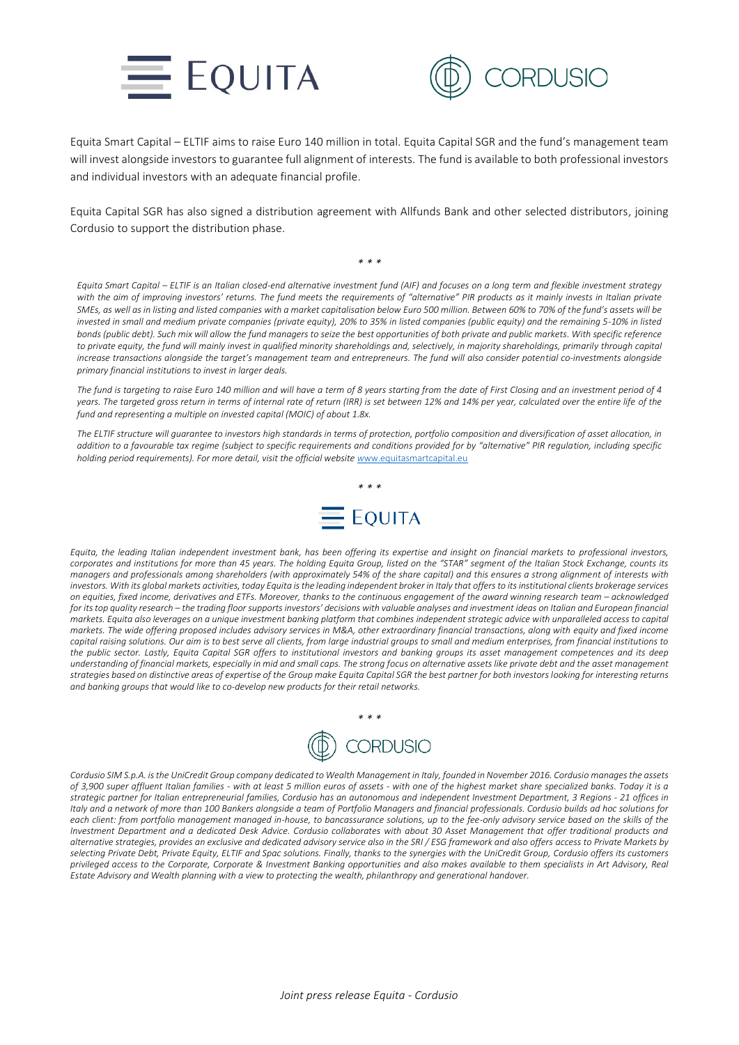Equita Smart Capital – ELTIF aims to raise Euro 140 million in total. Equita Capital SGR and the fund's management team will invest alongside investors to guarantee full alignment of interests. The fund is available to both professional investors and individual investors with an adequate financial profile.

Equita Capital SGR has also signed a distribution agreement with Allfunds Bank and other selected distributors, joining Cordusio to support the distribution phase.

\* \* \*

*Equita Smart Capital – ELTIF is an Italian closed-end alternative investment fund (AIF) and focuses on a long term and flexible investment strategy with the aim of improving investors' returns. The fund meets the requirements of "alternative" PIR products as it mainly invests in Italian private SMEs, as well as in listing and listed companies with a market capitalisation below Euro 500 million. Between 60% to 70% of the fund's assets will be invested in small and medium private companies (private equity), 20% to 35% in listed companies (public equity) and the remaining 5-10% in listed bonds (public debt). Such mix will allow the fund managers to seize the best opportunities of both private and public markets. With specific reference to private equity, the fund will mainly invest in qualified minority shareholdings and, selectively, in majority shareholdings, primarily through capital increase transactions alongside the target's management team and entrepreneurs. The fund will also consider potential co-investments alongside primary financial institutions to invest in larger deals.*

*The fund is targeting to raise Euro 140 million and will have a term of 8 years starting from the date of First Closing and an investment period of 4 years. The targeted gross return in terms of internal rate of return (IRR) is set between 12% and 14% per year, calculated over the entire life of the fund and representing a multiple on invested capital (MOIC) of about 1.8x.*

*The ELTIF structure will guarantee to investors high standards in terms of protection, portfolio composition and diversification of asset allocation, in addition to a favourable tax regime (subject to specific requirements and conditions provided for by "alternative" PIR regulation, including specific holding period requirements). For more detail, visit the official website [www.equitasmartcapital.eu](http://www.equitasmartcapital.eu)*

\* \* \*

EQUITA

*Equita, the leading Italian independent investment bank, has been offering its expertise and insight on financial markets to professional investors, corporates and institutions for more than 45 years. The holding Equita Group, listed on the "STAR" segment of the Italian Stock Exchange, counts its managers and professionals among shareholders (with approximately 54% of the share capital) and this ensures a strong alignment of interests with investors. With its global markets activities, today Equita is the leading independent broker in Italy that offers to its institutional clients brokerage services on equities, fixed income, derivatives and ETFs. Moreover, thanks to the continuous engagement of the award winning research team – acknowledged for its top quality research – the trading floor supports investors' decisions with valuable analyses and investment ideas on Italian and European financial markets. Equita also leverages on a unique investment banking platform that combines independent strategic advice with unparalleled access to capital markets. The wide offering proposed includes advisory services in M&A, other extraordinary financial transactions, along with equity and fixed income capital raising solutions. Our aim is to best serve all clients, from large industrial groups to small and medium enterprises, from financial institutions to the public sector. Lastly, Equita Capital SGR offers to institutional investors and banking groups its asset management competences and its deep understanding of financial markets, especially in mid and small caps. The strong focus on alternative assets like private debt and the asset management strategies based on distinctive areas of expertise of the Group make Equita Capital SGR the best partner for both investors looking for interesting returns and banking groups that would like to co-develop new products for their retail networks.*

\* \* \*

CORDUSIO

*Cordusio SIM S.p.A. is the UniCredit Group company dedicated to Wealth Management in Italy, founded in November 2016. Cordusio manages the assets of 3,900 super affluent Italian families - with at least 5 million euros of assets - with one of the highest market share specialized banks. Today it is a strategic partner for Italian entrepreneurial families, Cordusio has an autonomous and independent Investment Department, 3 Regions - 21 offices in Italy and a network of more than 100 Bankers alongside a team of Portfolio Managers and financial professionals. Cordusio builds ad hoc solutions for each client: from portfolio management managed in-house, to bancassurance solutions, up to the fee-only advisory service based on the skills of the Investment Department and a dedicated Desk Advice. Cordusio collaborates with about 30 Asset Management that offer traditional products and alternative strategies, provides an exclusive and dedicated advisory service also in the SRI / ESG framework and also offers access to Private Markets by selecting Private Debt, Private Equity, ELTIF and Spac solutions. Finally, thanks to the synergies with the UniCredit Group, Cordusio offers its customers privileged access to the Corporate, Corporate & Investment Banking opportunities and also makes available to them specialists in Art Advisory, Real Estate Advisory and Wealth planning with a view to protecting the wealth, philanthropy and generational handover.*